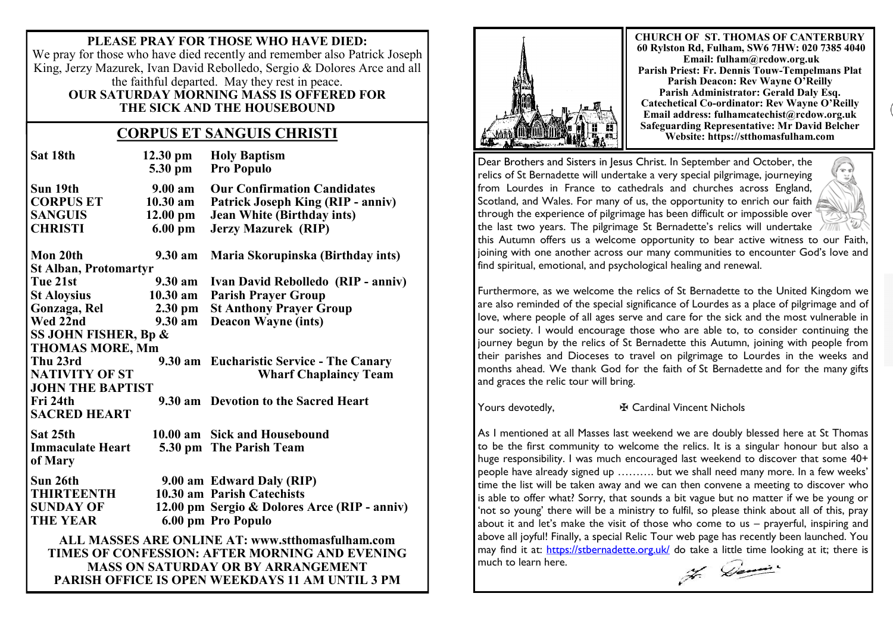**PLEASE PRAY FOR THOSE WHO HAVE DIED:**
We pray for those who have died recently and remember also Patrick Joseph King, Jerzy Mazurek, Ivan David Rebolledo, Sergio & Dolores Arce and all the faithful departed. May they rest in peace.
**OUR SATURDAY MORNING MASS IS OFFERED FOR THE SICK AND THE HOUSEBOUND**

## CORPUS ET SANGUIS CHRISTI

| Day | Time | Intention |
|---|---|---|
| **Sat 18th** | 12.30 pm | **Holy Baptism** |
| | 5.30 pm | **Pro Populo** |
| **Sun 19th CORPUS ET SANGUIS CHRISTI** | 9.00 am | **Our Confirmation Candidates** |
| | 10.30 am | **Patrick Joseph King (RIP - anniv)** |
| | 12.00 pm | **Jean White (Birthday ints)** |
| | 6.00 pm | **Jerzy Mazurek (RIP)** |
| **Mon 20th St Alban, Protomartyr** | 9.30 am | **Maria Skorupinska (Birthday ints)** |
| **Tue 21st St Aloysius Gonzaga, Rel** | 9.30 am | **Ivan David Rebolledo (RIP - anniv)** |
| | 10.30 am | **Parish Prayer Group** |
| | 2.30 pm | **St Anthony Prayer Group** |
| **Wed 22nd SS JOHN FISHER, Bp & THOMAS MORE, Mm** | 9.30 am | **Deacon Wayne (ints)** |
| **Thu 23rd NATIVITY OF ST JOHN THE BAPTIST** | 9.30 am | **Eucharistic Service - The Canary Wharf Chaplaincy Team** |
| **Fri 24th SACRED HEART** | 9.30 am | **Devotion to the Sacred Heart** |
| **Sat 25th Immaculate Heart of Mary** | 10.00 am | **Sick and Housebound** |
| | 5.30 pm | **The Parish Team** |
| **Sun 26th THIRTEENTH SUNDAY OF THE YEAR** | 9.00 am | **Edward Daly (RIP)** |
| | 10.30 am | **Parish Catechists** |
| | 12.00 pm | **Sergio & Dolores Arce (RIP - anniv)** |
| | 6.00 pm | **Pro Populo** |

**ALL MASSES ARE ONLINE AT: www.stthomasfulham.com**
**TIMES OF CONFESSION: AFTER MORNING AND EVENING MASS ON SATURDAY OR BY ARRANGEMENT**
**PARISH OFFICE IS OPEN WEEKDAYS 11 AM UNTIL 3 PM**

**CHURCH OF ST. THOMAS OF CANTERBURY**
**60 Rylston Rd, Fulham, SW6 7HW: 020 7385 4040**
**Email: fulham@rcdow.org.uk**
**Parish Priest: Fr. Dennis Touw-Tempelmans Plat**
**Parish Deacon: Rev Wayne O'Reilly**
**Parish Administrator: Gerald Daly Esq.**
**Catechetical Co-ordinator: Rev Wayne O'Reilly**
**Email address: fulhamcatechist@rcdow.org.uk**
**Safeguarding Representative: Mr David Belcher**
**Website: https://stthomasfulham.com**

Dear Brothers and Sisters in Jesus Christ. In September and October, the relics of St Bernadette will undertake a very special pilgrimage, journeying from Lourdes in France to cathedrals and churches across England, Scotland, and Wales. For many of us, the opportunity to enrich our faith through the experience of pilgrimage has been difficult or impossible over the last two years. The pilgrimage St Bernadette's relics will undertake this Autumn offers us a welcome opportunity to bear active witness to our Faith, joining with one another across our many communities to encounter God's love and find spiritual, emotional, and psychological healing and renewal.

Furthermore, as we welcome the relics of St Bernadette to the United Kingdom we are also reminded of the special significance of Lourdes as a place of pilgrimage and of love, where people of all ages serve and care for the sick and the most vulnerable in our society. I would encourage those who are able to, to consider continuing the journey begun by the relics of St Bernadette this Autumn, joining with people from their parishes and Dioceses to travel on pilgrimage to Lourdes in the weeks and months ahead. We thank God for the faith of St Bernadette and for the many gifts and graces the relic tour will bring.

Yours devotedly, ✠ Cardinal Vincent Nichols

As I mentioned at all Masses last weekend we are doubly blessed here at St Thomas to be the first community to welcome the relics. It is a singular honour but also a huge responsibility. I was much encouraged last weekend to discover that some 40+ people have already signed up ………. but we shall need many more. In a few weeks' time the list will be taken away and we can then convene a meeting to discover who is able to offer what? Sorry, that sounds a bit vague but no matter if we be young or 'not so young' there will be a ministry to fulfil, so please think about all of this, pray about it and let's make the visit of those who come to us – prayerful, inspiring and above all joyful! Finally, a special Relic Tour web page has recently been launched. You may find it at: https://stbernadette.org.uk/ do take a little time looking at it; there is much to learn here.

Fr. Dennis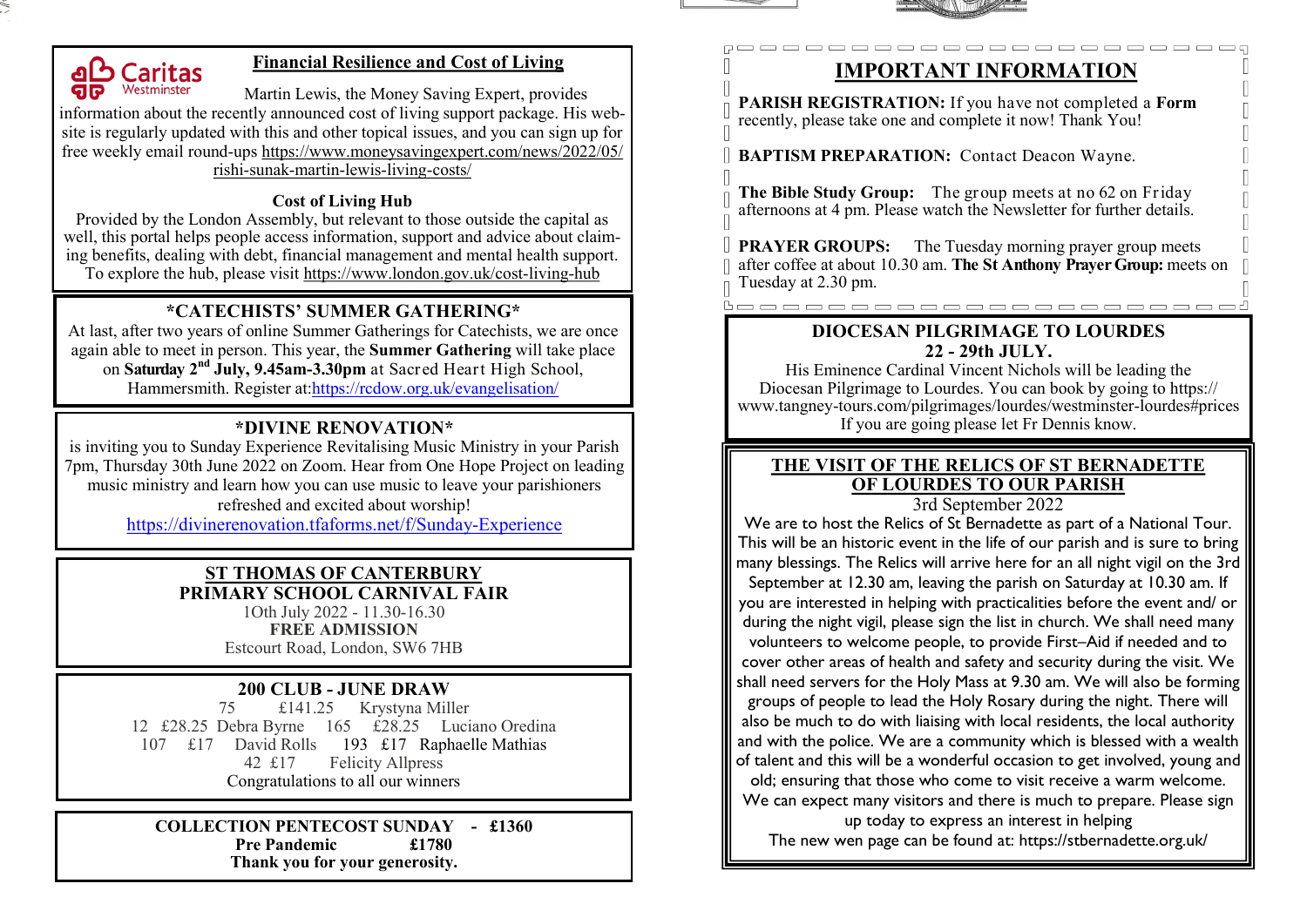Caritas Westminster

## Financial Resilience and Cost of Living

Martin Lewis, the Money Saving Expert, provides information about the recently announced cost of living support package. His website is regularly updated with this and other topical issues, and you can sign up for free weekly email round-ups https://www.moneysavingexpert.com/news/2022/05/rishi-sunak-martin-lewis-living-costs/

**Cost of Living Hub**

Provided by the London Assembly, but relevant to those outside the capital as well, this portal helps people access information, support and advice about claiming benefits, dealing with debt, financial management and mental health support. To explore the hub, please visit https://www.london.gov.uk/cost-living-hub

## *CATECHISTS' SUMMER GATHERING*

At last, after two years of online Summer Gatherings for Catechists, we are once again able to meet in person. This year, the **Summer Gathering** will take place on **Saturday 2nd July, 9.45am-3.30pm** at Sacred Heart High School, Hammersmith. Register at:https://rcdow.org.uk/evangelisation/

## *DIVINE RENOVATION*

is inviting you to Sunday Experience Revitalising Music Ministry in your Parish 7pm, Thursday 30th June 2022 on Zoom. Hear from One Hope Project on leading music ministry and learn how you can use music to leave your parishioners refreshed and excited about worship!

https://divinerenovation.tfaforms.net/f/Sunday-Experience

## ST THOMAS OF CANTERBURY PRIMARY SCHOOL CARNIVAL FAIR

1Oth July 2022 - 11.30-16.30
**FREE ADMISSION**
Estcourt Road, London, SW6 7HB

## 200 CLUB - JUNE DRAW

75 £141.25 Krystyna Miller
12 £28.25 Debra Byrne 165 £28.25 Luciano Oredina
107 £17 David Rolls 193 £17 Raphaelle Mathias
42 £17 Felicity Allpress
Congratulations to all our winners

**COLLECTION PENTECOST SUNDAY - £1360**
**Pre Pandemic £1780**
**Thank you for your generosity.**

## IMPORTANT INFORMATION

**PARISH REGISTRATION:** If you have not completed a **Form** recently, please take one and complete it now! Thank You!

**BAPTISM PREPARATION:** Contact Deacon Wayne.

**The Bible Study Group:** The group meets at no 62 on Friday afternoons at 4 pm. Please watch the Newsletter for further details.

**PRAYER GROUPS:** The Tuesday morning prayer group meets after coffee at about 10.30 am. **The St Anthony Prayer Group:** meets on Tuesday at 2.30 pm.

## DIOCESAN PILGRIMAGE TO LOURDES 22 - 29th JULY.

His Eminence Cardinal Vincent Nichols will be leading the Diocesan Pilgrimage to Lourdes. You can book by going to https://www.tangney-tours.com/pilgrimages/lourdes/westminster-lourdes#prices If you are going please let Fr Dennis know.

## THE VISIT OF THE RELICS OF ST BERNADETTE OF LOURDES TO OUR PARISH

3rd September 2022

We are to host the Relics of St Bernadette as part of a National Tour. This will be an historic event in the life of our parish and is sure to bring many blessings. The Relics will arrive here for an all night vigil on the 3rd September at 12.30 am, leaving the parish on Saturday at 10.30 am. If you are interested in helping with practicalities before the event and/ or during the night vigil, please sign the list in church. We shall need many volunteers to welcome people, to provide First–Aid if needed and to cover other areas of health and safety and security during the visit. We shall need servers for the Holy Mass at 9.30 am. We will also be forming groups of people to lead the Holy Rosary during the night. There will also be much to do with liaising with local residents, the local authority and with the police. We are a community which is blessed with a wealth of talent and this will be a wonderful occasion to get involved, young and old; ensuring that those who come to visit receive a warm welcome. We can expect many visitors and there is much to prepare. Please sign up today to express an interest in helping

The new wen page can be found at: https://stbernadette.org.uk/